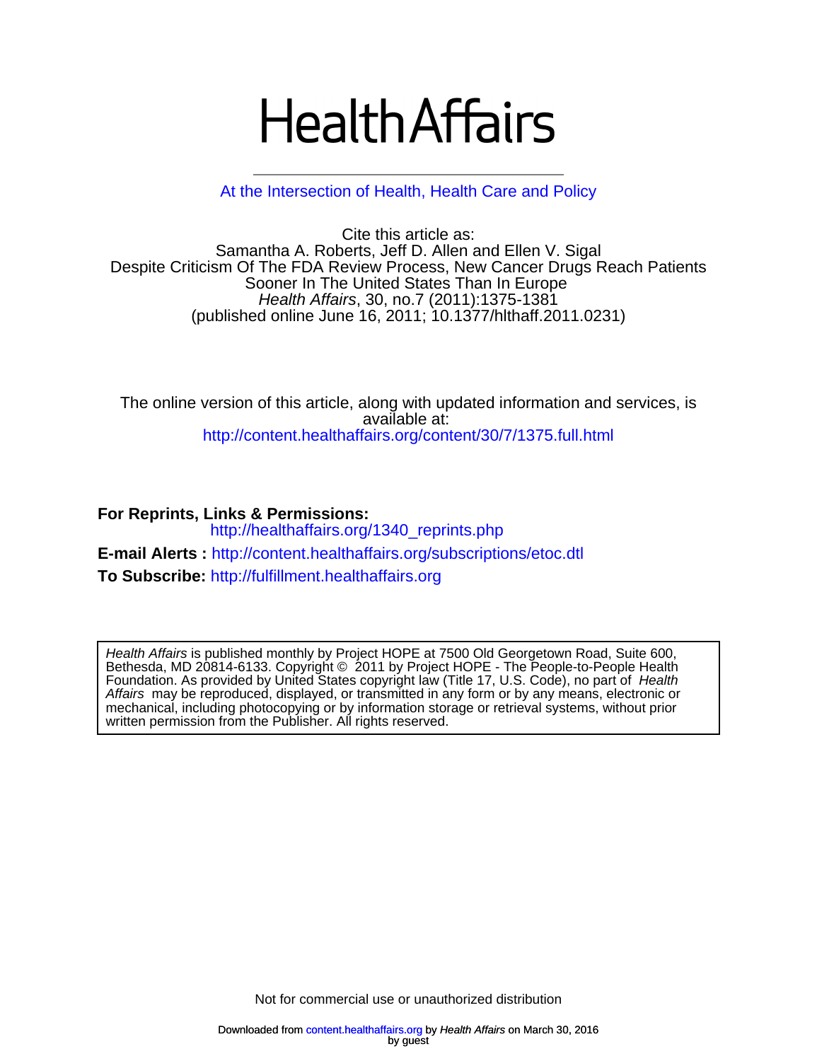# Health Affairs

At the Intersection of Health, Health Care and Policy

Cite this article as:
Samantha A. Roberts, Jeff D. Allen and Ellen V. Sigal
Despite Criticism Of The FDA Review Process, New Cancer Drugs Reach Patients Sooner In The United States Than In Europe
*Health Affairs*, 30, no.7 (2011):1375-1381
(published online June 16, 2011; 10.1377/hlthaff.2011.0231)

The online version of this article, along with updated information and services, is available at:
http://content.healthaffairs.org/content/30/7/1375.full.html

**For Reprints, Links & Permissions:**
http://healthaffairs.org/1340_reprints.php

**E-mail Alerts :** http://content.healthaffairs.org/subscriptions/etoc.dtl

**To Subscribe:** http://fulfillment.healthaffairs.org

*Health Affairs* is published monthly by Project HOPE at 7500 Old Georgetown Road, Suite 600, Bethesda, MD 20814-6133. Copyright © 2011 by Project HOPE - The People-to-People Health Foundation. As provided by United States copyright law (Title 17, U.S. Code), no part of *Health Affairs* may be reproduced, displayed, or transmitted in any form or by any means, electronic or mechanical, including photocopying or by information storage or retrieval systems, without prior written permission from the Publisher. All rights reserved.

Not for commercial use or unauthorized distribution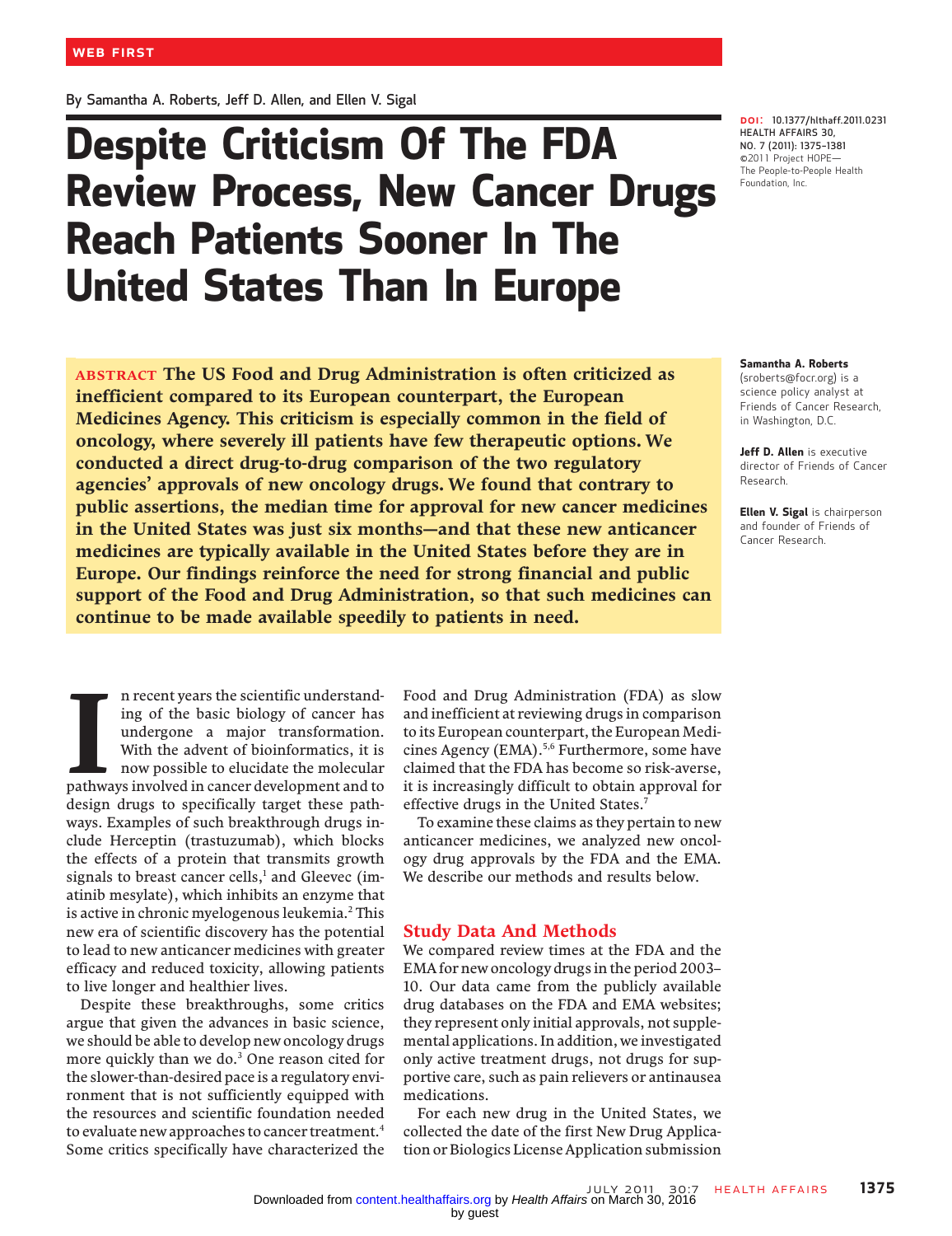WEB FIRST

By Samantha A. Roberts, Jeff D. Allen, and Ellen V. Sigal

# Despite Criticism Of The FDA Review Process, New Cancer Drugs Reach Patients Sooner In The United States Than In Europe

DOI: 10.1377/hlthaff.2011.0231
HEALTH AFFAIRS 30,
NO. 7 (2011): 1375–1381
©2011 Project HOPE—
The People-to-People Health Foundation, Inc.

**ABSTRACT The US Food and Drug Administration is often criticized as inefficient compared to its European counterpart, the European Medicines Agency. This criticism is especially common in the field of oncology, where severely ill patients have few therapeutic options. We conducted a direct drug-to-drug comparison of the two regulatory agencies' approvals of new oncology drugs. We found that contrary to public assertions, the median time for approval for new cancer medicines in the United States was just six months—and that these new anticancer medicines are typically available in the United States before they are in Europe. Our findings reinforce the need for strong financial and public support of the Food and Drug Administration, so that such medicines can continue to be made available speedily to patients in need.**

**Samantha A. Roberts** (sroberts@focr.org) is a science policy analyst at Friends of Cancer Research, in Washington, D.C.

**Jeff D. Allen** is executive director of Friends of Cancer Research.

**Ellen V. Sigal** is chairperson and founder of Friends of Cancer Research.

In recent years the scientific understanding of the basic biology of cancer has undergone a major transformation. With the advent of bioinformatics, it is now possible to elucidate the molecular pathways involved in cancer development and to design drugs to specifically target these pathways. Examples of such breakthrough drugs include Herceptin (trastuzumab), which blocks the effects of a protein that transmits growth signals to breast cancer cells,[1] and Gleevec (imatinib mesylate), which inhibits an enzyme that is active in chronic myelogenous leukemia.[2] This new era of scientific discovery has the potential to lead to new anticancer medicines with greater efficacy and reduced toxicity, allowing patients to live longer and healthier lives.

Despite these breakthroughs, some critics argue that given the advances in basic science, we should be able to develop new oncology drugs more quickly than we do.[3] One reason cited for the slower-than-desired pace is a regulatory environment that is not sufficiently equipped with the resources and scientific foundation needed to evaluate new approaches to cancer treatment.[4] Some critics specifically have characterized the Food and Drug Administration (FDA) as slow and inefficient at reviewing drugs in comparison to its European counterpart, the European Medicines Agency (EMA).[5,6] Furthermore, some have claimed that the FDA has become so risk-averse, it is increasingly difficult to obtain approval for effective drugs in the United States.[7]

To examine these claims as they pertain to new anticancer medicines, we analyzed new oncology drug approvals by the FDA and the EMA. We describe our methods and results below.

## Study Data And Methods

We compared review times at the FDA and the EMA for new oncology drugs in the period 2003–10. Our data came from the publicly available drug databases on the FDA and EMA websites; they represent only initial approvals, not supplemental applications. In addition, we investigated only active treatment drugs, not drugs for supportive care, such as pain relievers or antinausea medications.

For each new drug in the United States, we collected the date of the first New Drug Application or Biologics License Application submission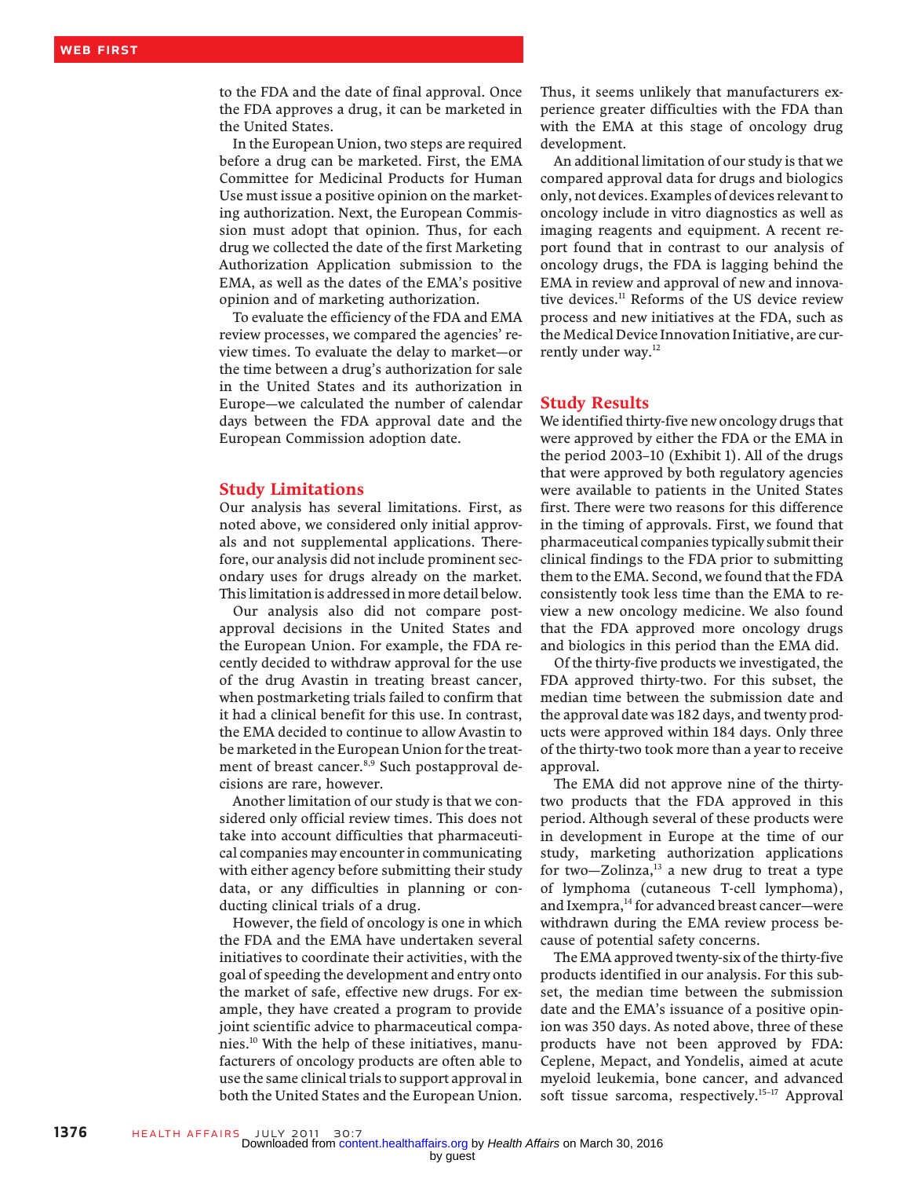to the FDA and the date of final approval. Once the FDA approves a drug, it can be marketed in the United States.

In the European Union, two steps are required before a drug can be marketed. First, the EMA Committee for Medicinal Products for Human Use must issue a positive opinion on the marketing authorization. Next, the European Commission must adopt that opinion. Thus, for each drug we collected the date of the first Marketing Authorization Application submission to the EMA, as well as the dates of the EMA's positive opinion and of marketing authorization.

To evaluate the efficiency of the FDA and EMA review processes, we compared the agencies' review times. To evaluate the delay to market—or the time between a drug's authorization for sale in the United States and its authorization in Europe—we calculated the number of calendar days between the FDA approval date and the European Commission adoption date.

## Study Limitations

Our analysis has several limitations. First, as noted above, we considered only initial approvals and not supplemental applications. Therefore, our analysis did not include prominent secondary uses for drugs already on the market. This limitation is addressed in more detail below.

Our analysis also did not compare postapproval decisions in the United States and the European Union. For example, the FDA recently decided to withdraw approval for the use of the drug Avastin in treating breast cancer, when postmarketing trials failed to confirm that it had a clinical benefit for this use. In contrast, the EMA decided to continue to allow Avastin to be marketed in the European Union for the treatment of breast cancer.[8,9] Such postapproval decisions are rare, however.

Another limitation of our study is that we considered only official review times. This does not take into account difficulties that pharmaceutical companies may encounter in communicating with either agency before submitting their study data, or any difficulties in planning or conducting clinical trials of a drug.

However, the field of oncology is one in which the FDA and the EMA have undertaken several initiatives to coordinate their activities, with the goal of speeding the development and entry onto the market of safe, effective new drugs. For example, they have created a program to provide joint scientific advice to pharmaceutical companies.[10] With the help of these initiatives, manufacturers of oncology products are often able to use the same clinical trials to support approval in both the United States and the European Union. Thus, it seems unlikely that manufacturers experience greater difficulties with the FDA than with the EMA at this stage of oncology drug development.

An additional limitation of our study is that we compared approval data for drugs and biologics only, not devices. Examples of devices relevant to oncology include in vitro diagnostics as well as imaging reagents and equipment. A recent report found that in contrast to our analysis of oncology drugs, the FDA is lagging behind the EMA in review and approval of new and innovative devices.[11] Reforms of the US device review process and new initiatives at the FDA, such as the Medical Device Innovation Initiative, are currently under way.[12]

## Study Results

We identified thirty-five new oncology drugs that were approved by either the FDA or the EMA in the period 2003–10 (Exhibit 1). All of the drugs that were approved by both regulatory agencies were available to patients in the United States first. There were two reasons for this difference in the timing of approvals. First, we found that pharmaceutical companies typically submit their clinical findings to the FDA prior to submitting them to the EMA. Second, we found that the FDA consistently took less time than the EMA to review a new oncology medicine. We also found that the FDA approved more oncology drugs and biologics in this period than the EMA did.

Of the thirty-five products we investigated, the FDA approved thirty-two. For this subset, the median time between the submission date and the approval date was 182 days, and twenty products were approved within 184 days. Only three of the thirty-two took more than a year to receive approval.

The EMA did not approve nine of the thirty-two products that the FDA approved in this period. Although several of these products were in development in Europe at the time of our study, marketing authorization applications for two—Zolinza,[13] a new drug to treat a type of lymphoma (cutaneous T-cell lymphoma), and Ixempra,[14] for advanced breast cancer—were withdrawn during the EMA review process because of potential safety concerns.

The EMA approved twenty-six of the thirty-five products identified in our analysis. For this subset, the median time between the submission date and the EMA's issuance of a positive opinion was 350 days. As noted above, three of these products have not been approved by FDA: Ceplene, Mepact, and Yondelis, aimed at acute myeloid leukemia, bone cancer, and advanced soft tissue sarcoma, respectively.[15–17] Approval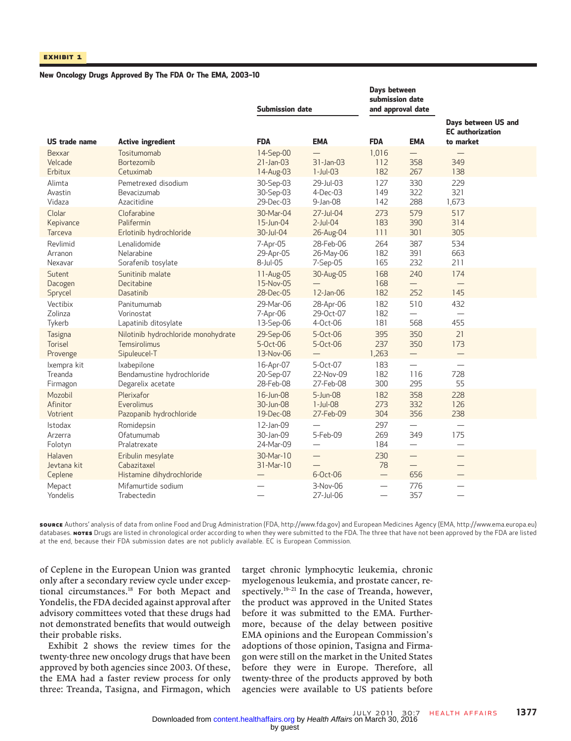**EXHIBIT 1**

**New Oncology Drugs Approved By The FDA Or The EMA, 2003–10**

| | | Submission date | | Days between submission date and approval date | | |
|---|---|---|---|---|---|---|
| **US trade name** | **Active ingredient** | **FDA** | **EMA** | **FDA** | **EMA** | **Days between US and EC authorization to market** |
| Bexxar | Tositumomab | 14-Sep-00 | — | 1,016 | — | — |
| Velcade | Bortezomib | 21-Jan-03 | 31-Jan-03 | 112 | 358 | 349 |
| Erbitux | Cetuximab | 14-Aug-03 | 1-Jul-03 | 182 | 267 | 138 |
| Alimta | Pemetrexed disodium | 30-Sep-03 | 29-Jul-03 | 127 | 330 | 229 |
| Avastin | Bevacizumab | 30-Sep-03 | 4-Dec-03 | 149 | 322 | 321 |
| Vidaza | Azacitidine | 29-Dec-03 | 9-Jan-08 | 142 | 288 | 1,673 |
| Clolar | Clofarabine | 30-Mar-04 | 27-Jul-04 | 273 | 579 | 517 |
| Kepivance | Palifermin | 15-Jun-04 | 2-Jul-04 | 183 | 390 | 314 |
| Tarceva | Erlotinib hydrochloride | 30-Jul-04 | 26-Aug-04 | 111 | 301 | 305 |
| Revlimid | Lenalidomide | 7-Apr-05 | 28-Feb-06 | 264 | 387 | 534 |
| Arranon | Nelarabine | 29-Apr-05 | 26-May-06 | 182 | 391 | 663 |
| Nexavar | Sorafenib tosylate | 8-Jul-05 | 7-Sep-05 | 165 | 232 | 211 |
| Sutent | Sunitinib malate | 11-Aug-05 | 30-Aug-05 | 168 | 240 | 174 |
| Dacogen | Decitabine | 15-Nov-05 | — | 168 | — | — |
| Sprycel | Dasatinib | 28-Dec-05 | 12-Jan-06 | 182 | 252 | 145 |
| Vectibix | Panitumumab | 29-Mar-06 | 28-Apr-06 | 182 | 510 | 432 |
| Zolinza | Vorinostat | 7-Apr-06 | 29-Oct-07 | 182 | — | — |
| Tykerb | Lapatinib ditosylate | 13-Sep-06 | 4-Oct-06 | 181 | 568 | 455 |
| Tasigna | Nilotinib hydrochloride monohydrate | 29-Sep-06 | 5-Oct-06 | 395 | 350 | 21 |
| Torisel | Temsirolimus | 5-Oct-06 | 5-Oct-06 | 237 | 350 | 173 |
| Provenge | Sipuleucel-T | 13-Nov-06 | — | 1,263 | — | — |
| Ixempra kit | Ixabepilone | 16-Apr-07 | 5-Oct-07 | 183 | — | — |
| Treanda | Bendamustine hydrochloride | 20-Sep-07 | 22-Nov-09 | 182 | 116 | 728 |
| Firmagon | Degarelix acetate | 28-Feb-08 | 27-Feb-08 | 300 | 295 | 55 |
| Mozobil | Plerixafor | 16-Jun-08 | 5-Jun-08 | 182 | 358 | 228 |
| Afinitor | Everolimus | 30-Jun-08 | 1-Jul-08 | 273 | 332 | 126 |
| Votrient | Pazopanib hydrochloride | 19-Dec-08 | 27-Feb-09 | 304 | 356 | 238 |
| Istodax | Romidepsin | 12-Jan-09 | — | 297 | — | — |
| Arzerra | Ofatumumab | 30-Jan-09 | 5-Feb-09 | 269 | 349 | 175 |
| Folotyn | Pralatrexate | 24-Mar-09 | — | 184 | — | — |
| Halaven | Eribulin mesylate | 30-Mar-10 | — | 230 | — | — |
| Jevtana kit | Cabazitaxel | 31-Mar-10 | — | 78 | — | — |
| Ceplene | Histamine dihydrochloride | — | 6-Oct-06 | — | 656 | — |
| Mepact | Mifamurtide sodium | — | 3-Nov-06 | — | 776 | — |
| Yondelis | Trabectedin | — | 27-Jul-06 | — | 357 | — |

**SOURCE** Authors' analysis of data from online Food and Drug Administration (FDA, http://www.fda.gov) and European Medicines Agency (EMA, http://www.ema.europa.eu) databases. **NOTES** Drugs are listed in chronological order according to when they were submitted to the FDA. The three that have not been approved by the FDA are listed at the end, because their FDA submission dates are not publicly available. EC is European Commission.

of Ceplene in the European Union was granted only after a secondary review cycle under exceptional circumstances.[18] For both Mepact and Yondelis, the FDA decided against approval after advisory committees voted that these drugs had not demonstrated benefits that would outweigh their probable risks.

Exhibit 2 shows the review times for the twenty-three new oncology drugs that have been approved by both agencies since 2003. Of these, the EMA had a faster review process for only three: Treanda, Tasigna, and Firmagon, which target chronic lymphocytic leukemia, chronic myelogenous leukemia, and prostate cancer, respectively.[19–21] In the case of Treanda, however, the product was approved in the United States before it was submitted to the EMA. Furthermore, because of the delay between positive EMA opinions and the European Commission's adoptions of those opinion, Tasigna and Firmagon were still on the market in the United States before they were in Europe. Therefore, all twenty-three of the products approved by both agencies were available to US patients before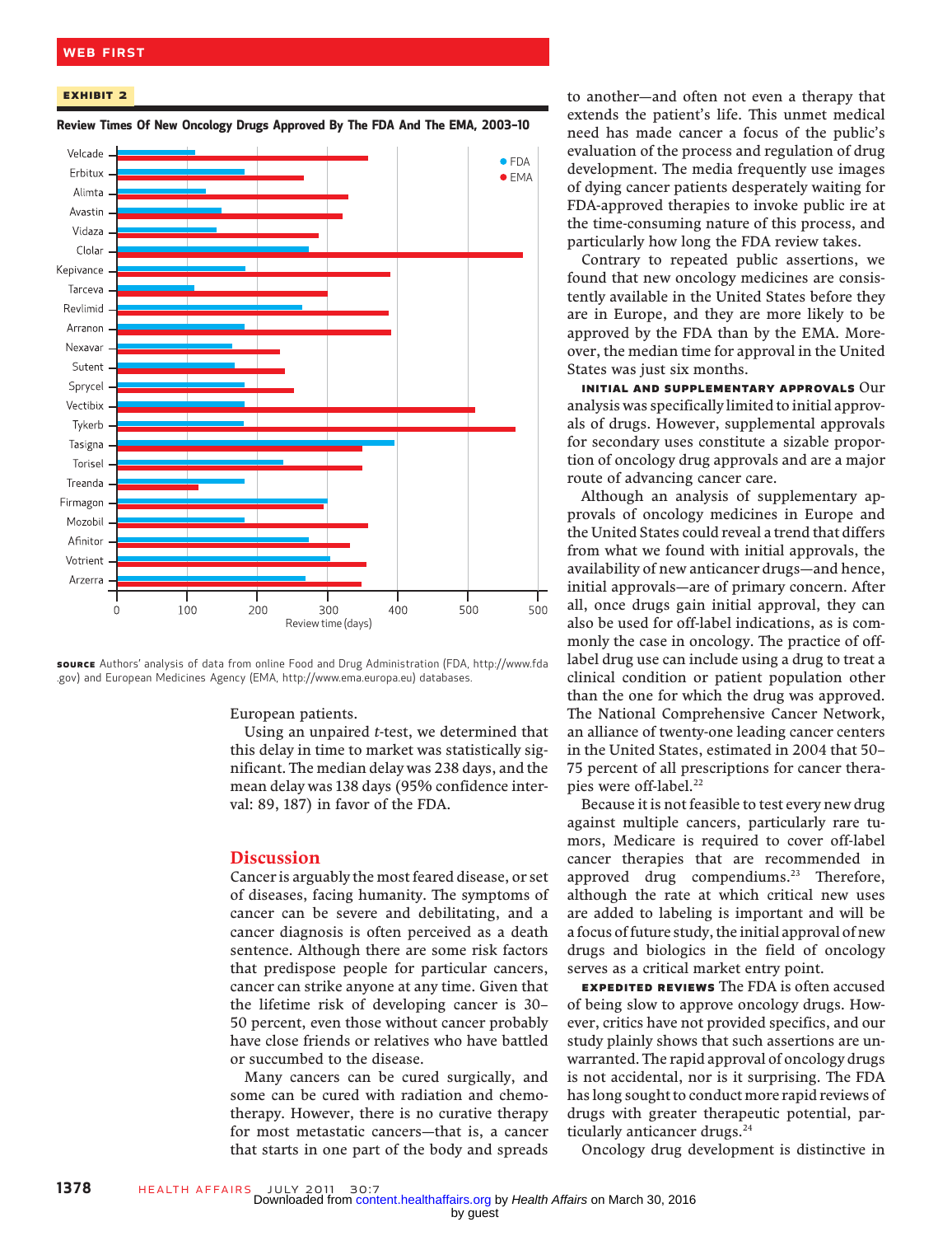**EXHIBIT 2**

**Review Times Of New Oncology Drugs Approved By The FDA And The EMA, 2003–10**

Velcade
Erbitux
Alimta
Avastin
Vidaza
Clolar
Kepivance
Tarceva
Revlimid
Arranon
Nexavar
Sutent
Sprycel
Vectibix
Tykerb
Tasigna
Torisel
Treanda
Firmagon
Mozobil
Afinitor
Votrient
Arzerra

FDA
EMA

0 100 200 300 400 500 500
Review time (days)

**SOURCE** Authors' analysis of data from online Food and Drug Administration (FDA, http://www.fda.gov) and European Medicines Agency (EMA, http://www.ema.europa.eu) databases.

European patients.

Using an unpaired $t$-test, we determined that this delay in time to market was statistically significant. The median delay was 238 days, and the mean delay was 138 days (95% confidence interval: 89, 187) in favor of the FDA.

## Discussion

Cancer is arguably the most feared disease, or set of diseases, facing humanity. The symptoms of cancer can be severe and debilitating, and a cancer diagnosis is often perceived as a death sentence. Although there are some risk factors that predispose people for particular cancers, cancer can strike anyone at any time. Given that the lifetime risk of developing cancer is 30–50 percent, even those without cancer probably have close friends or relatives who have battled or succumbed to the disease.

Many cancers can be cured surgically, and some can be cured with radiation and chemotherapy. However, there is no curative therapy for most metastatic cancers—that is, a cancer that starts in one part of the body and spreads to another—and often not even a therapy that extends the patient's life. This unmet medical need has made cancer a focus of the public's evaluation of the process and regulation of drug development. The media frequently use images of dying cancer patients desperately waiting for FDA-approved therapies to invoke public ire at the time-consuming nature of this process, and particularly how long the FDA review takes.

Contrary to repeated public assertions, we found that new oncology medicines are consistently available in the United States before they are in Europe, and they are more likely to be approved by the FDA than by the EMA. Moreover, the median time for approval in the United States was just six months.

**INITIAL AND SUPPLEMENTARY APPROVALS** Our analysis was specifically limited to initial approvals of drugs. However, supplemental approvals for secondary uses constitute a sizable proportion of oncology drug approvals and are a major route of advancing cancer care.

Although an analysis of supplementary approvals of oncology medicines in Europe and the United States could reveal a trend that differs from what we found with initial approvals, the availability of new anticancer drugs—and hence, initial approvals—are of primary concern. After all, once drugs gain initial approval, they can also be used for off-label indications, as is commonly the case in oncology. The practice of off-label drug use can include using a drug to treat a clinical condition or patient population other than the one for which the drug was approved. The National Comprehensive Cancer Network, an alliance of twenty-one leading cancer centers in the United States, estimated in 2004 that 50–75 percent of all prescriptions for cancer therapies were off-label.[22]

Because it is not feasible to test every new drug against multiple cancers, particularly rare tumors, Medicare is required to cover off-label cancer therapies that are recommended in approved drug compendiums.[23] Therefore, although the rate at which critical new uses are added to labeling is important and will be a focus of future study, the initial approval of new drugs and biologics in the field of oncology serves as a critical market entry point.

**EXPEDITED REVIEWS** The FDA is often accused of being slow to approve oncology drugs. However, critics have not provided specifics, and our study plainly shows that such assertions are unwarranted. The rapid approval of oncology drugs is not accidental, nor is it surprising. The FDA has long sought to conduct more rapid reviews of drugs with greater therapeutic potential, particularly anticancer drugs.[24]

Oncology drug development is distinctive in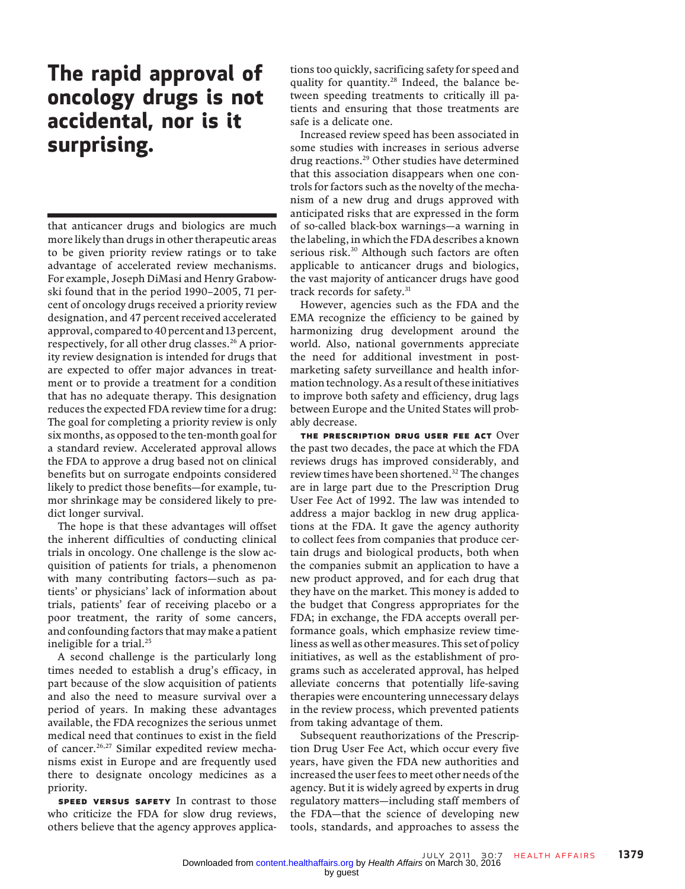> **The rapid approval of oncology drugs is not accidental, nor is it surprising.**

that anticancer drugs and biologics are much more likely than drugs in other therapeutic areas to be given priority review ratings or to take advantage of accelerated review mechanisms. For example, Joseph DiMasi and Henry Grabowski found that in the period 1990–2005, 71 percent of oncology drugs received a priority review designation, and 47 percent received accelerated approval, compared to 40 percent and 13 percent, respectively, for all other drug classes.[26] A priority review designation is intended for drugs that are expected to offer major advances in treatment or to provide a treatment for a condition that has no adequate therapy. This designation reduces the expected FDA review time for a drug: The goal for completing a priority review is only six months, as opposed to the ten-month goal for a standard review. Accelerated approval allows the FDA to approve a drug based not on clinical benefits but on surrogate endpoints considered likely to predict those benefits—for example, tumor shrinkage may be considered likely to predict longer survival.

The hope is that these advantages will offset the inherent difficulties of conducting clinical trials in oncology. One challenge is the slow acquisition of patients for trials, a phenomenon with many contributing factors—such as patients' or physicians' lack of information about trials, patients' fear of receiving placebo or a poor treatment, the rarity of some cancers, and confounding factors that may make a patient ineligible for a trial.[25]

A second challenge is the particularly long times needed to establish a drug's efficacy, in part because of the slow acquisition of patients and also the need to measure survival over a period of years. In making these advantages available, the FDA recognizes the serious unmet medical need that continues to exist in the field of cancer.[26,27] Similar expedited review mechanisms exist in Europe and are frequently used there to designate oncology medicines as a priority.

**SPEED VERSUS SAFETY** In contrast to those who criticize the FDA for slow drug reviews, others believe that the agency approves applications too quickly, sacrificing safety for speed and quality for quantity.[28] Indeed, the balance between speeding treatments to critically ill patients and ensuring that those treatments are safe is a delicate one.

Increased review speed has been associated in some studies with increases in serious adverse drug reactions.[29] Other studies have determined that this association disappears when one controls for factors such as the novelty of the mechanism of a new drug and drugs approved with anticipated risks that are expressed in the form of so-called black-box warnings—a warning in the labeling, in which the FDA describes a known serious risk.[30] Although such factors are often applicable to anticancer drugs and biologics, the vast majority of anticancer drugs have good track records for safety.[31]

However, agencies such as the FDA and the EMA recognize the efficiency to be gained by harmonizing drug development around the world. Also, national governments appreciate the need for additional investment in postmarketing safety surveillance and health information technology. As a result of these initiatives to improve both safety and efficiency, drug lags between Europe and the United States will probably decrease.

**THE PRESCRIPTION DRUG USER FEE ACT** Over the past two decades, the pace at which the FDA reviews drugs has improved considerably, and review times have been shortened.[32] The changes are in large part due to the Prescription Drug User Fee Act of 1992. The law was intended to address a major backlog in new drug applications at the FDA. It gave the agency authority to collect fees from companies that produce certain drugs and biological products, both when the companies submit an application to have a new product approved, and for each drug that they have on the market. This money is added to the budget that Congress appropriates for the FDA; in exchange, the FDA accepts overall performance goals, which emphasize review timeliness as well as other measures. This set of policy initiatives, as well as the establishment of programs such as accelerated approval, has helped alleviate concerns that potentially life-saving therapies were encountering unnecessary delays in the review process, which prevented patients from taking advantage of them.

Subsequent reauthorizations of the Prescription Drug User Fee Act, which occur every five years, have given the FDA new authorities and increased the user fees to meet other needs of the agency. But it is widely agreed by experts in drug regulatory matters—including staff members of the FDA—that the science of developing new tools, standards, and approaches to assess the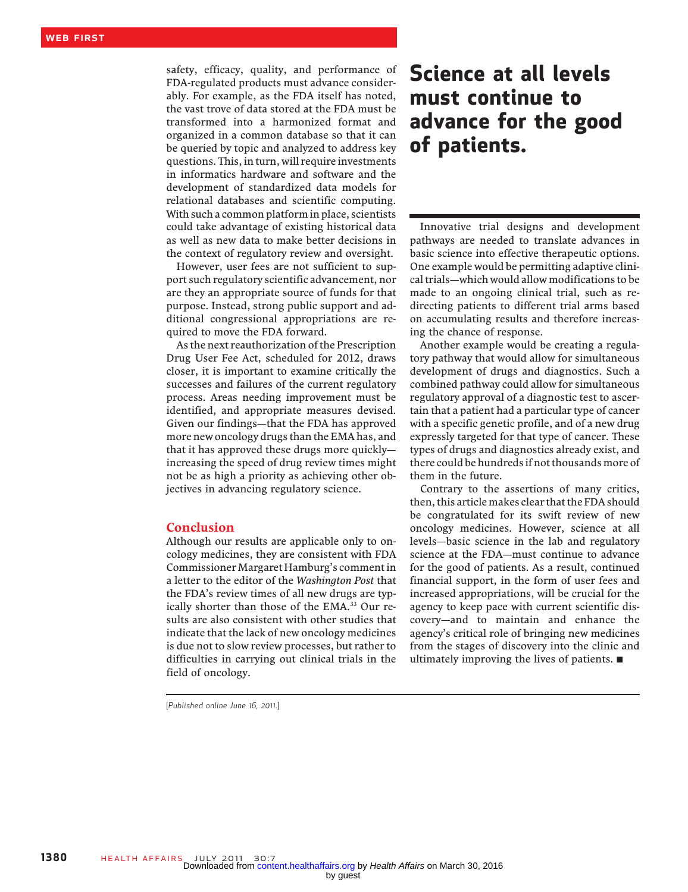safety, efficacy, quality, and performance of FDA-regulated products must advance considerably. For example, as the FDA itself has noted, the vast trove of data stored at the FDA must be transformed into a harmonized format and organized in a common database so that it can be queried by topic and analyzed to address key questions. This, in turn, will require investments in informatics hardware and software and the development of standardized data models for relational databases and scientific computing. With such a common platform in place, scientists could take advantage of existing historical data as well as new data to make better decisions in the context of regulatory review and oversight.

However, user fees are not sufficient to support such regulatory scientific advancement, nor are they an appropriate source of funds for that purpose. Instead, strong public support and additional congressional appropriations are required to move the FDA forward.

As the next reauthorization of the Prescription Drug User Fee Act, scheduled for 2012, draws closer, it is important to examine critically the successes and failures of the current regulatory process. Areas needing improvement must be identified, and appropriate measures devised. Given our findings—that the FDA has approved more new oncology drugs than the EMA has, and that it has approved these drugs more quickly—increasing the speed of drug review times might not be as high a priority as achieving other objectives in advancing regulatory science.

## Conclusion

Although our results are applicable only to oncology medicines, they are consistent with FDA Commissioner Margaret Hamburg's comment in a letter to the editor of the *Washington Post* that the FDA's review times of all new drugs are typically shorter than those of the EMA.[33] Our results are also consistent with other studies that indicate that the lack of new oncology medicines is due not to slow review processes, but rather to difficulties in carrying out clinical trials in the field of oncology.

**Science at all levels must continue to advance for the good of patients.**

Innovative trial designs and development pathways are needed to translate advances in basic science into effective therapeutic options. One example would be permitting adaptive clinical trials—which would allow modifications to be made to an ongoing clinical trial, such as redirecting patients to different trial arms based on accumulating results and therefore increasing the chance of response.

Another example would be creating a regulatory pathway that would allow for simultaneous development of drugs and diagnostics. Such a combined pathway could allow for simultaneous regulatory approval of a diagnostic test to ascertain that a patient had a particular type of cancer with a specific genetic profile, and of a new drug expressly targeted for that type of cancer. These types of drugs and diagnostics already exist, and there could be hundreds if not thousands more of them in the future.

Contrary to the assertions of many critics, then, this article makes clear that the FDA should be congratulated for its swift review of new oncology medicines. However, science at all levels—basic science in the lab and regulatory science at the FDA—must continue to advance for the good of patients. As a result, continued financial support, in the form of user fees and increased appropriations, will be crucial for the agency to keep pace with current scientific discovery—and to maintain and enhance the agency's critical role of bringing new medicines from the stages of discovery into the clinic and ultimately improving the lives of patients. ■

[*Published online June 16, 2011.*]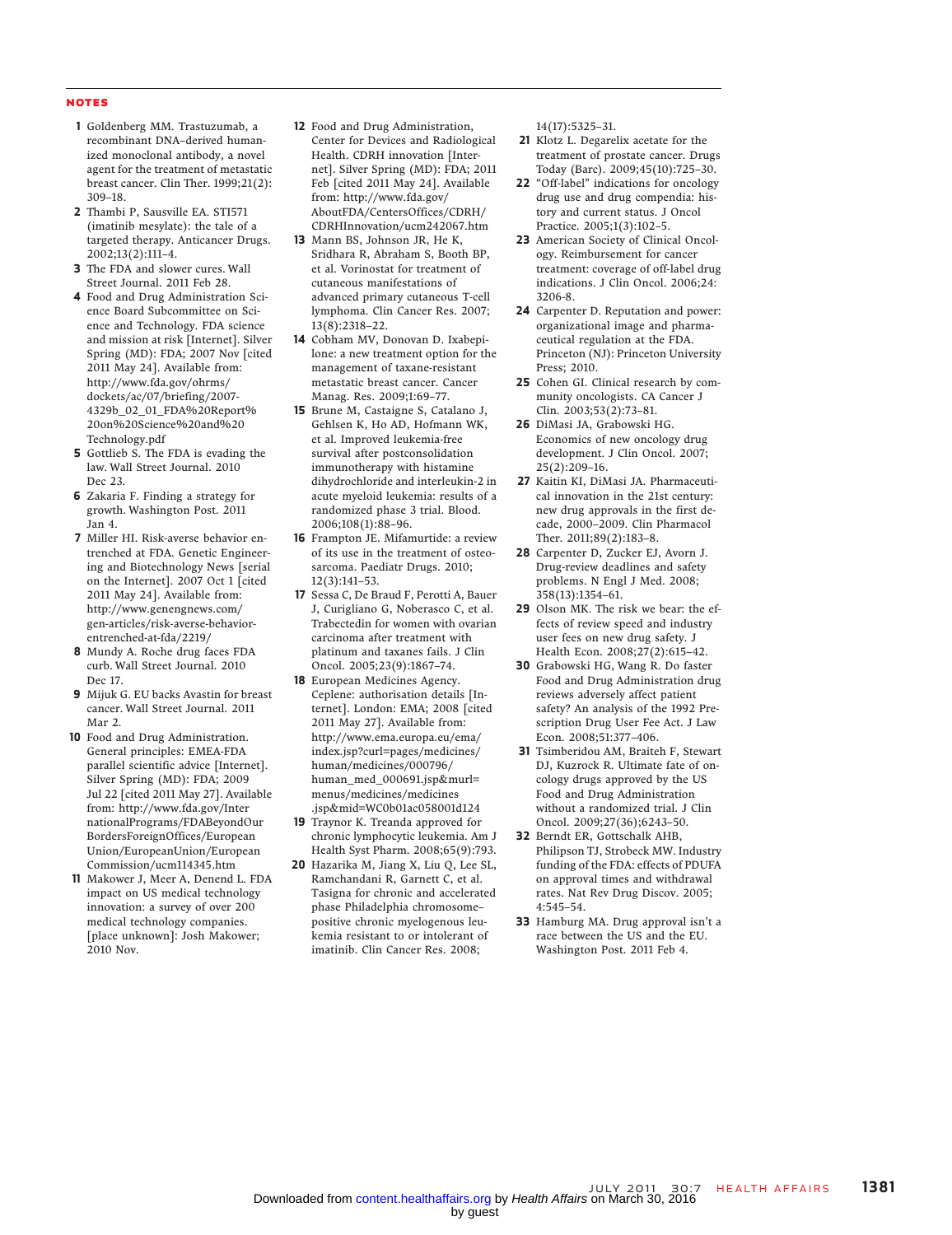## NOTES

1. Goldenberg MM. Trastuzumab, a recombinant DNA–derived humanized monoclonal antibody, a novel agent for the treatment of metastatic breast cancer. Clin Ther. 1999;21(2):309–18.
2. Thambi P, Sausville EA. STI571 (imatinib mesylate): the tale of a targeted therapy. Anticancer Drugs. 2002;13(2):111–4.
3. The FDA and slower cures. Wall Street Journal. 2011 Feb 28.
4. Food and Drug Administration Science Board Subcommittee on Science and Technology. FDA science and mission at risk [Internet]. Silver Spring (MD): FDA; 2007 Nov [cited 2011 May 24]. Available from: http://www.fda.gov/ohrms/dockets/ac/07/briefing/2007-4329b_02_01_FDA%20Report%20on%20Science%20and%20Technology.pdf
5. Gottlieb S. The FDA is evading the law. Wall Street Journal. 2010 Dec 23.
6. Zakaria F. Finding a strategy for growth. Washington Post. 2011 Jan 4.
7. Miller HI. Risk-averse behavior entrenched at FDA. Genetic Engineering and Biotechnology News [serial on the Internet]. 2007 Oct 1 [cited 2011 May 24]. Available from: http://www.genengnews.com/gen-articles/risk-averse-behavior-entrenched-at-fda/2219/
8. Mundy A. Roche drug faces FDA curb. Wall Street Journal. 2010 Dec 17.
9. Mijuk G. EU backs Avastin for breast cancer. Wall Street Journal. 2011 Mar 2.
10. Food and Drug Administration. General principles: EMEA-FDA parallel scientific advice [Internet]. Silver Spring (MD): FDA; 2009 Jul 22 [cited 2011 May 27]. Available from: http://www.fda.gov/InternationalPrograms/FDABeyondOurBordersForeignOffices/EuropeanUnion/EuropeanUnion/EuropeanCommission/ucm114345.htm
11. Makower J, Meer A, Denend L. FDA impact on US medical technology innovation: a survey of over 200 medical technology companies. [place unknown]: Josh Makower; 2010 Nov.
12. Food and Drug Administration, Center for Devices and Radiological Health. CDRH innovation [Internet]. Silver Spring (MD): FDA; 2011 Feb [cited 2011 May 24]. Available from: http://www.fda.gov/AboutFDA/CentersOffices/CDRH/CDRHInnovation/ucm242067.htm
13. Mann BS, Johnson JR, He K, Sridhara R, Abraham S, Booth BP, et al. Vorinostat for treatment of cutaneous manifestations of advanced primary cutaneous T-cell lymphoma. Clin Cancer Res. 2007;13(8):2318–22.
14. Cobham MV, Donovan D. Ixabepilone: a new treatment option for the management of taxane-resistant metastatic breast cancer. Cancer Manag. Res. 2009;1:69–77.
15. Brune M, Castaigne S, Catalano J, Gehlsen K, Ho AD, Hofmann WK, et al. Improved leukemia-free survival after postconsolidation immunotherapy with histamine dihydrochloride and interleukin-2 in acute myeloid leukemia: results of a randomized phase 3 trial. Blood. 2006;108(1):88–96.
16. Frampton JE. Mifamurtide: a review of its use in the treatment of osteosarcoma. Paediatr Drugs. 2010;12(3):141–53.
17. Sessa C, De Braud F, Perotti A, Bauer J, Curigliano G, Noberasco C, et al. Trabectedin for women with ovarian carcinoma after treatment with platinum and taxanes fails. J Clin Oncol. 2005;23(9):1867–74.
18. European Medicines Agency. Ceplene: authorisation details [Internet]. London: EMA; 2008 [cited 2011 May 27]. Available from: http://www.ema.europa.eu/ema/index.jsp?curl=pages/medicines/human/medicines/000796/human_med_000691.jsp&murl=menus/medicines/medicines.jsp&mid=WC0b01ac058001d124
19. Traynor K. Treanda approved for chronic lymphocytic leukemia. Am J Health Syst Pharm. 2008;65(9):793.
20. Hazarika M, Jiang X, Liu Q, Lee SL, Ramchandani R, Garnett C, et al. Tasigna for chronic and accelerated phase Philadelphia chromosome–positive chronic myelogenous leukemia resistant to or intolerant of imatinib. Clin Cancer Res. 2008;14(17):5325–31.
21. Klotz L. Degarelix acetate for the treatment of prostate cancer. Drugs Today (Barc). 2009;45(10):725–30.
22. "Off-label" indications for oncology drug use and drug compendia: history and current status. J Oncol Practice. 2005;1(3):102–5.
23. American Society of Clinical Oncology. Reimbursement for cancer treatment: coverage of off-label drug indications. J Clin Oncol. 2006;24:3206-8.
24. Carpenter D. Reputation and power: organizational image and pharmaceutical regulation at the FDA. Princeton (NJ): Princeton University Press; 2010.
25. Cohen GI. Clinical research by community oncologists. CA Cancer J Clin. 2003;53(2):73–81.
26. DiMasi JA, Grabowski HG. Economics of new oncology drug development. J Clin Oncol. 2007;25(2):209–16.
27. Kaitin KI, DiMasi JA. Pharmaceutical innovation in the 21st century: new drug approvals in the first decade, 2000–2009. Clin Pharmacol Ther. 2011;89(2):183–8.
28. Carpenter D, Zucker EJ, Avorn J. Drug-review deadlines and safety problems. N Engl J Med. 2008;358(13):1354–61.
29. Olson MK. The risk we bear: the effects of review speed and industry user fees on new drug safety. J Health Econ. 2008;27(2):615–42.
30. Grabowski HG, Wang R. Do faster Food and Drug Administration drug reviews adversely affect patient safety? An analysis of the 1992 Prescription Drug User Fee Act. J Law Econ. 2008;51:377–406.
31. Tsimberidou AM, Braiteh F, Stewart DJ, Kuzrock R. Ultimate fate of oncology drugs approved by the US Food and Drug Administration without a randomized trial. J Clin Oncol. 2009;27(36);6243–50.
32. Berndt ER, Gottschalk AHB, Philipson TJ, Strobeck MW. Industry funding of the FDA: effects of PDUFA on approval times and withdrawal rates. Nat Rev Drug Discov. 2005;4:545–54.
33. Hamburg MA. Drug approval isn't a race between the US and the EU. Washington Post. 2011 Feb 4.